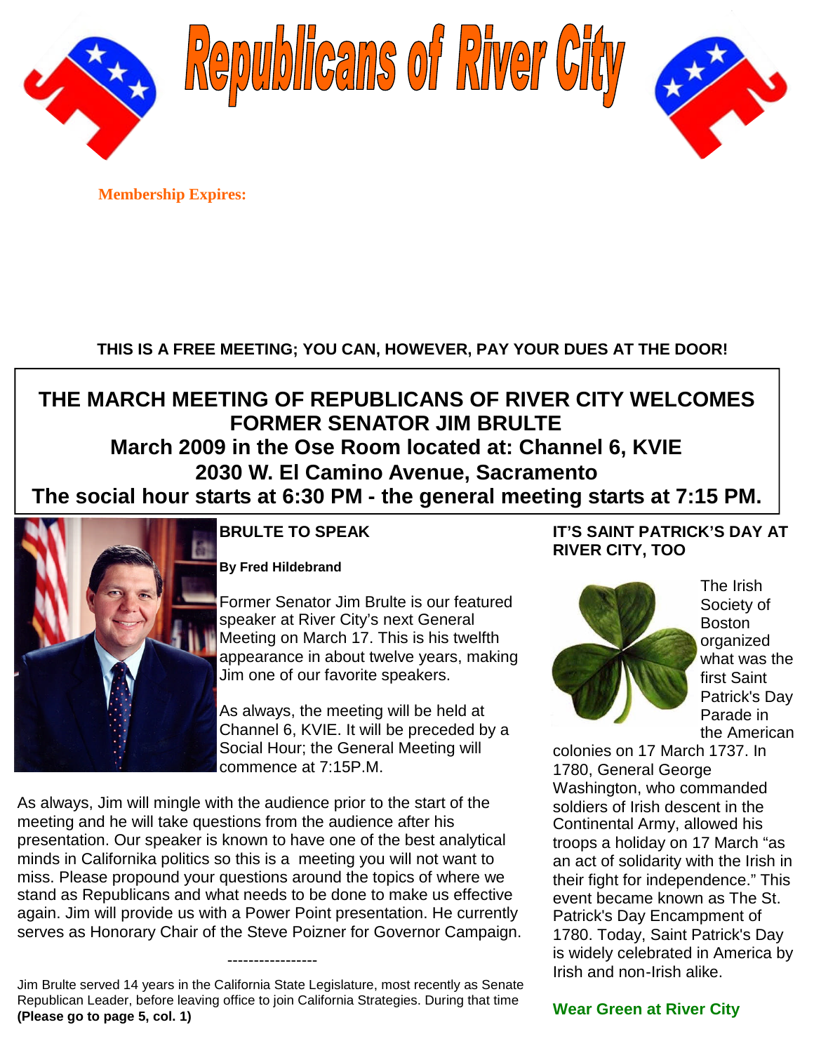# Republicans of River City

**Membership Expires:**

**THIS IS A FREE MEETING; YOU CAN, HOWEVER, PAY YOUR DUES AT THE DOOR!**

## THE MARCH MEETING OF REPUBLICANS OF RIVER CITY WELCOMES FORMER SENATOR JIM BRULTE

**March 2009 in the Ose Room located at: Channel 6, KVIE**
**2030 W. El Camino Avenue, Sacramento**
**The social hour starts at 6:30 PM - the general meeting starts at 7:15 PM.**

### BRULTE TO SPEAK

**By Fred Hildebrand**

Former Senator Jim Brulte is our featured speaker at River City's next General Meeting on March 17. This is his twelfth appearance in about twelve years, making Jim one of our favorite speakers.

As always, the meeting will be held at Channel 6, KVIE. It will be preceded by a Social Hour; the General Meeting will commence at 7:15P.M.

As always, Jim will mingle with the audience prior to the start of the meeting and he will take questions from the audience after his presentation. Our speaker is known to have one of the best analytical minds in Californika politics so this is a meeting you will not want to miss. Please propound your questions around the topics of where we stand as Republicans and what needs to be done to make us effective again. Jim will provide us with a Power Point presentation. He currently serves as Honorary Chair of the Steve Poizner for Governor Campaign.

-----------------

Jim Brulte served 14 years in the California State Legislature, most recently as Senate Republican Leader, before leaving office to join California Strategies. During that time **(Please go to page 5, col. 1)**

### IT'S SAINT PATRICK'S DAY AT RIVER CITY, TOO

The Irish Society of Boston organized what was the first Saint Patrick's Day Parade in the American colonies on 17 March 1737. In 1780, General George Washington, who commanded soldiers of Irish descent in the Continental Army, allowed his troops a holiday on 17 March "as an act of solidarity with the Irish in their fight for independence." This event became known as The St. Patrick's Day Encampment of 1780. Today, Saint Patrick's Day is widely celebrated in America by Irish and non-Irish alike.

**Wear Green at River City**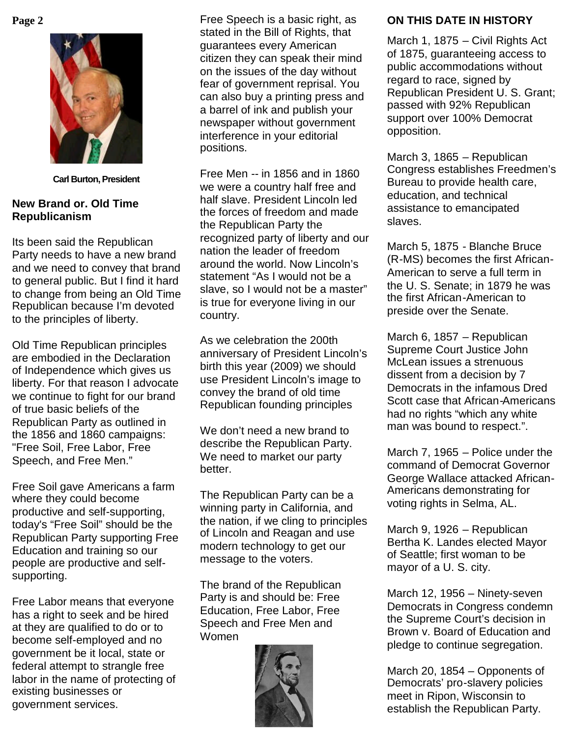Carl Burton, President

## New Brand or. Old Time Republicanism

Its been said the Republican Party needs to have a new brand and we need to convey that brand to general public. But I find it hard to change from being an Old Time Republican because I'm devoted to the principles of liberty.

Old Time Republican principles are embodied in the Declaration of Independence which gives us liberty. For that reason I advocate we continue to fight for our brand of true basic beliefs of the Republican Party as outlined in the 1856 and 1860 campaigns: "Free Soil, Free Labor, Free Speech, and Free Men."

Free Soil gave Americans a farm where they could become productive and self-supporting, today's "Free Soil" should be the Republican Party supporting Free Education and training so our people are productive and self-supporting.

Free Labor means that everyone has a right to seek and be hired at they are qualified to do or to become self-employed and no government be it local, state or federal attempt to strangle free labor in the name of protecting of existing businesses or government services.

Free Speech is a basic right, as stated in the Bill of Rights, that guarantees every American citizen they can speak their mind on the issues of the day without fear of government reprisal. You can also buy a printing press and a barrel of ink and publish your newspaper without government interference in your editorial positions.

Free Men -- in 1856 and in 1860 we were a country half free and half slave. President Lincoln led the forces of freedom and made the Republican Party the recognized party of liberty and our nation the leader of freedom around the world. Now Lincoln's statement "As I would not be a slave, so I would not be a master" is true for everyone living in our country.

As we celebration the 200th anniversary of President Lincoln's birth this year (2009) we should use President Lincoln's image to convey the brand of old time Republican founding principles

We don't need a new brand to describe the Republican Party. We need to market our party better.

The Republican Party can be a winning party in California, and the nation, if we cling to principles of Lincoln and Reagan and use modern technology to get our message to the voters.

The brand of the Republican Party is and should be: Free Education, Free Labor, Free Speech and Free Men and Women

## ON THIS DATE IN HISTORY

March 1, 1875 – Civil Rights Act of 1875, guaranteeing access to public accommodations without regard to race, signed by Republican President U. S. Grant; passed with 92% Republican support over 100% Democrat opposition.

March 3, 1865 – Republican Congress establishes Freedmen's Bureau to provide health care, education, and technical assistance to emancipated slaves.

March 5, 1875 - Blanche Bruce (R-MS) becomes the first African-American to serve a full term in the U. S. Senate; in 1879 he was the first African-American to preside over the Senate.

March 6, 1857 – Republican Supreme Court Justice John McLean issues a strenuous dissent from a decision by 7 Democrats in the infamous Dred Scott case that African-Americans had no rights "which any white man was bound to respect.".

March 7, 1965 – Police under the command of Democrat Governor George Wallace attacked African-Americans demonstrating for voting rights in Selma, AL.

March 9, 1926 – Republican Bertha K. Landes elected Mayor of Seattle; first woman to be mayor of a U. S. city.

March 12, 1956 – Ninety-seven Democrats in Congress condemn the Supreme Court's decision in Brown v. Board of Education and pledge to continue segregation.

March 20, 1854 – Opponents of Democrats' pro-slavery policies meet in Ripon, Wisconsin to establish the Republican Party.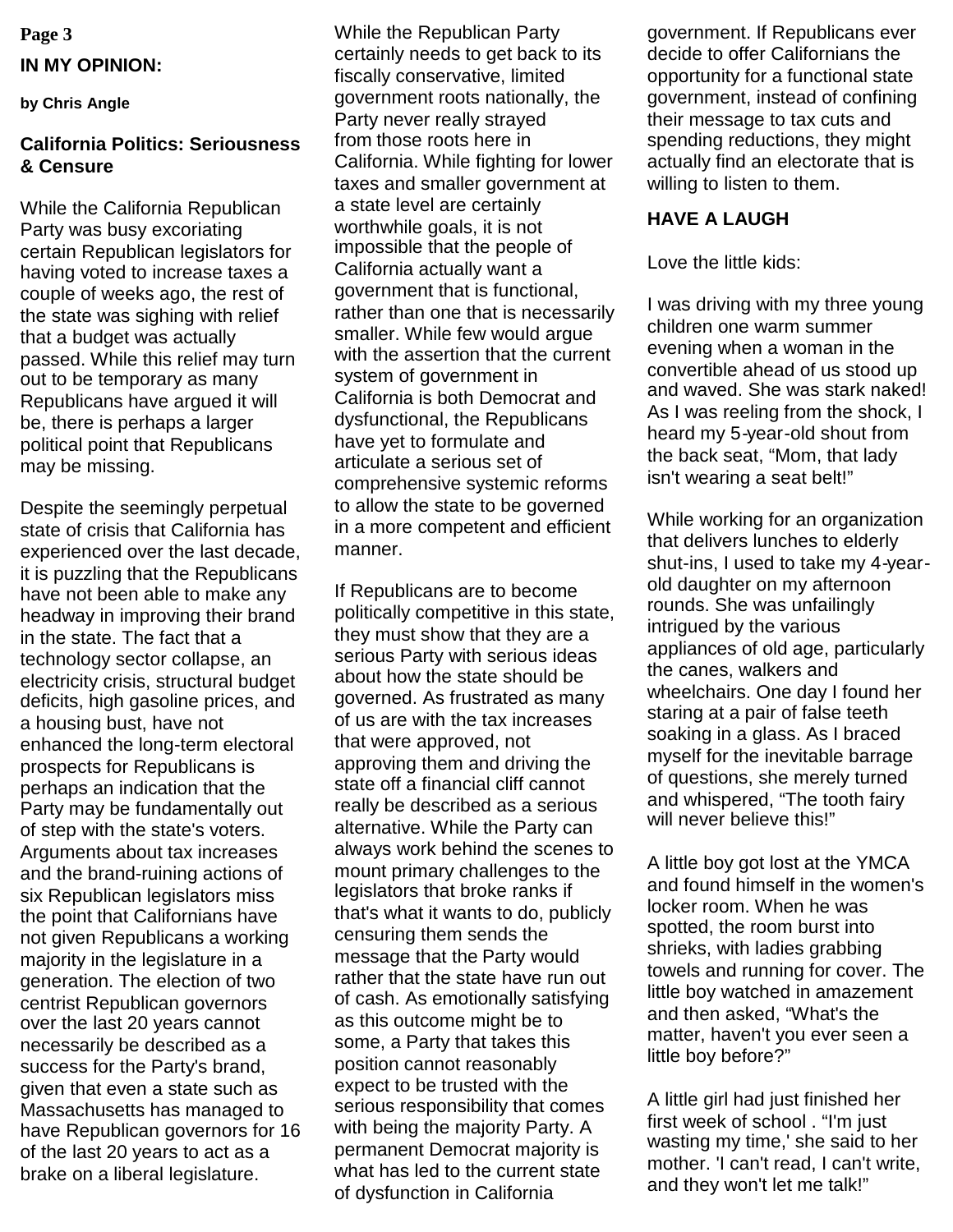## IN MY OPINION:

**by Chris Angle**

### California Politics: Seriousness & Censure

While the California Republican Party was busy excoriating certain Republican legislators for having voted to increase taxes a couple of weeks ago, the rest of the state was sighing with relief that a budget was actually passed. While this relief may turn out to be temporary as many Republicans have argued it will be, there is perhaps a larger political point that Republicans may be missing.

Despite the seemingly perpetual state of crisis that California has experienced over the last decade, it is puzzling that the Republicans have not been able to make any headway in improving their brand in the state. The fact that a technology sector collapse, an electricity crisis, structural budget deficits, high gasoline prices, and a housing bust, have not enhanced the long-term electoral prospects for Republicans is perhaps an indication that the Party may be fundamentally out of step with the state's voters. Arguments about tax increases and the brand-ruining actions of six Republican legislators miss the point that Californians have not given Republicans a working majority in the legislature in a generation. The election of two centrist Republican governors over the last 20 years cannot necessarily be described as a success for the Party's brand, given that even a state such as Massachusetts has managed to have Republican governors for 16 of the last 20 years to act as a brake on a liberal legislature.

While the Republican Party certainly needs to get back to its fiscally conservative, limited government roots nationally, the Party never really strayed from those roots here in California. While fighting for lower taxes and smaller government at a state level are certainly worthwhile goals, it is not impossible that the people of California actually want a government that is functional, rather than one that is necessarily smaller. While few would argue with the assertion that the current system of government in California is both Democrat and dysfunctional, the Republicans have yet to formulate and articulate a serious set of comprehensive systemic reforms to allow the state to be governed in a more competent and efficient manner.

If Republicans are to become politically competitive in this state, they must show that they are a serious Party with serious ideas about how the state should be governed. As frustrated as many of us are with the tax increases that were approved, not approving them and driving the state off a financial cliff cannot really be described as a serious alternative. While the Party can always work behind the scenes to mount primary challenges to the legislators that broke ranks if that's what it wants to do, publicly censuring them sends the message that the Party would rather that the state have run out of cash. As emotionally satisfying as this outcome might be to some, a Party that takes this position cannot reasonably expect to be trusted with the serious responsibility that comes with being the majority Party. A permanent Democrat majority is what has led to the current state of dysfunction in California government. If Republicans ever decide to offer Californians the opportunity for a functional state government, instead of confining their message to tax cuts and spending reductions, they might actually find an electorate that is willing to listen to them.

### HAVE A LAUGH

Love the little kids:

I was driving with my three young children one warm summer evening when a woman in the convertible ahead of us stood up and waved. She was stark naked! As I was reeling from the shock, I heard my 5-year-old shout from the back seat, "Mom, that lady isn't wearing a seat belt!"

While working for an organization that delivers lunches to elderly shut-ins, I used to take my 4-year-old daughter on my afternoon rounds. She was unfailingly intrigued by the various appliances of old age, particularly the canes, walkers and wheelchairs. One day I found her staring at a pair of false teeth soaking in a glass. As I braced myself for the inevitable barrage of questions, she merely turned and whispered, "The tooth fairy will never believe this!"

A little boy got lost at the YMCA and found himself in the women's locker room. When he was spotted, the room burst into shrieks, with ladies grabbing towels and running for cover. The little boy watched in amazement and then asked, "What's the matter, haven't you ever seen a little boy before?"

A little girl had just finished her first week of school . "I'm just wasting my time,' she said to her mother. 'I can't read, I can't write, and they won't let me talk!"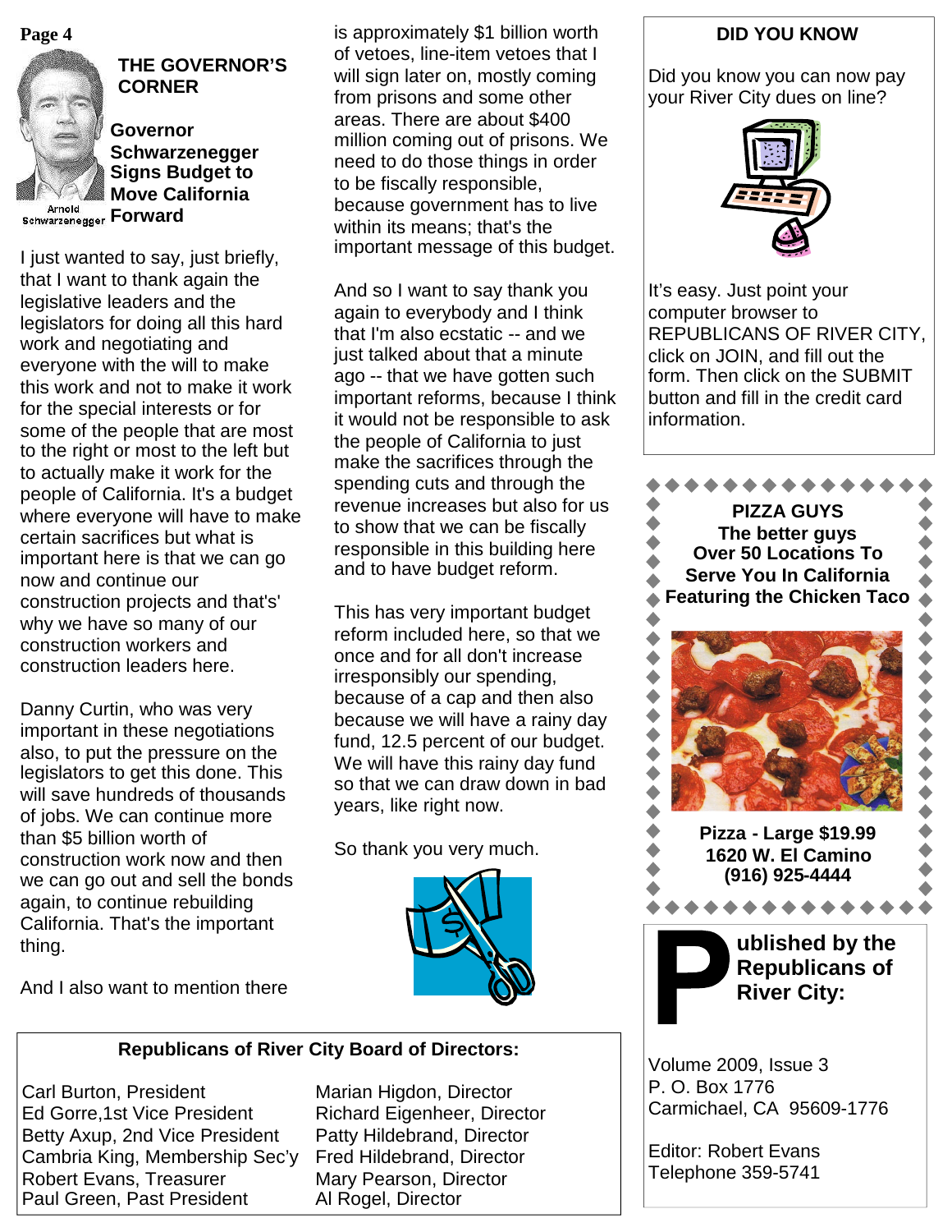## THE GOVERNOR'S CORNER

Arnold Schwarzenegger

### Governor Schwarzenegger Signs Budget to Move California Forward

I just wanted to say, just briefly, that I want to thank again the legislative leaders and the legislators for doing all this hard work and negotiating and everyone with the will to make this work and not to make it work for the special interests or for some of the people that are most to the right or most to the left but to actually make it work for the people of California. It's a budget where everyone will have to make certain sacrifices but what is important here is that we can go now and continue our construction projects and that's' why we have so many of our construction workers and construction leaders here.

Danny Curtin, who was very important in these negotiations also, to put the pressure on the legislators to get this done. This will save hundreds of thousands of jobs. We can continue more than $5 billion worth of construction work now and then we can go out and sell the bonds again, to continue rebuilding California. That's the important thing.

And I also want to mention there is approximately $1 billion worth of vetoes, line-item vetoes that I will sign later on, mostly coming from prisons and some other areas. There are about $400 million coming out of prisons. We need to do those things in order to be fiscally responsible, because government has to live within its means; that's the important message of this budget.

And so I want to say thank you again to everybody and I think that I'm also ecstatic -- and we just talked about that a minute ago -- that we have gotten such important reforms, because I think it would not be responsible to ask the people of California to just make the sacrifices through the spending cuts and through the revenue increases but also for us to show that we can be fiscally responsible in this building here and to have budget reform.

This has very important budget reform included here, so that we once and for all don't increase irresponsibly our spending, because of a cap and then also because we will have a rainy day fund, 12.5 percent of our budget. We will have this rainy day fund so that we can draw down in bad years, like right now.

So thank you very much.

**Republicans of River City Board of Directors:**

| | |
|---|---|
| Carl Burton, President | Marian Higdon, Director |
| Ed Gorre,1st Vice President | Richard Eigenheer, Director |
| Betty Axup, 2nd Vice President | Patty Hildebrand, Director |
| Cambria King, Membership Sec'y | Fred Hildebrand, Director |
| Robert Evans, Treasurer | Mary Pearson, Director |
| Paul Green, Past President | Al Rogel, Director |

### DID YOU KNOW

Did you know you can now pay your River City dues on line?

It's easy. Just point your computer browser to REPUBLICANS OF RIVER CITY, click on JOIN, and fill out the form. Then click on the SUBMIT button and fill in the credit card information.

**PIZZA GUYS**
**The better guys**
**Over 50 Locations To Serve You In California**
**Featuring the Chicken Taco**

**Pizza - Large $19.99**
**1620 W. El Camino**
**(916) 925-4444**

**Published by the Republicans of River City:**

Volume 2009, Issue 3
P. O. Box 1776
Carmichael, CA 95609-1776

Editor: Robert Evans
Telephone 359-5741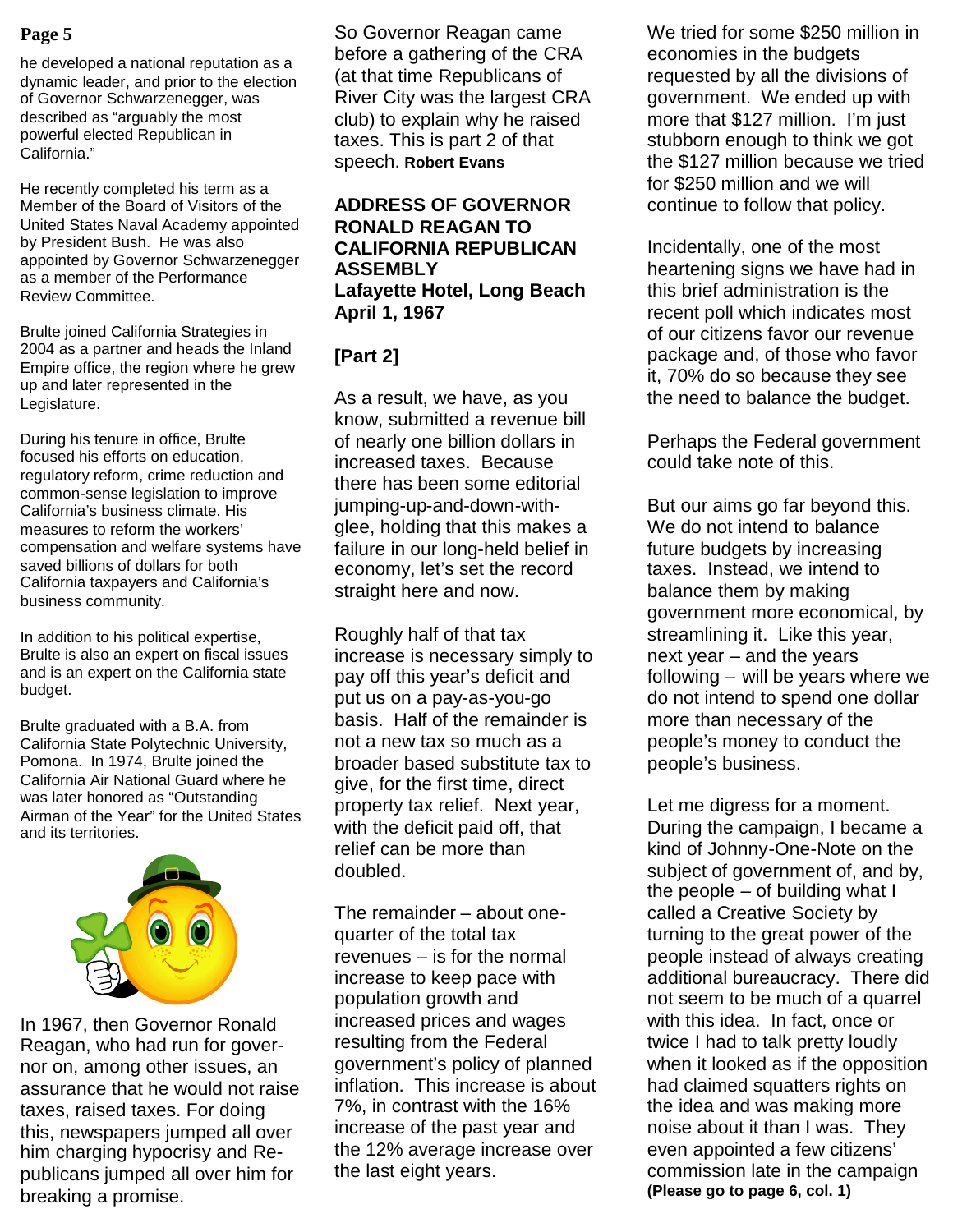he developed a national reputation as a dynamic leader, and prior to the election of Governor Schwarzenegger, was described as "arguably the most powerful elected Republican in California."

He recently completed his term as a Member of the Board of Visitors of the United States Naval Academy appointed by President Bush. He was also appointed by Governor Schwarzenegger as a member of the Performance Review Committee.

Brulte joined California Strategies in 2004 as a partner and heads the Inland Empire office, the region where he grew up and later represented in the Legislature.

During his tenure in office, Brulte focused his efforts on education, regulatory reform, crime reduction and common-sense legislation to improve California's business climate. His measures to reform the workers' compensation and welfare systems have saved billions of dollars for both California taxpayers and California's business community.

In addition to his political expertise, Brulte is also an expert on fiscal issues and is an expert on the California state budget.

Brulte graduated with a B.A. from California State Polytechnic University, Pomona. In 1974, Brulte joined the California Air National Guard where he was later honored as "Outstanding Airman of the Year" for the United States and its territories.

In 1967, then Governor Ronald Reagan, who had run for governor on, among other issues, an assurance that he would not raise taxes, raised taxes. For doing this, newspapers jumped all over him charging hypocrisy and Republicans jumped all over him for breaking a promise.

So Governor Reagan came before a gathering of the CRA (at that time Republicans of River City was the largest CRA club) to explain why he raised taxes. This is part 2 of that speech. **Robert Evans**

**ADDRESS OF GOVERNOR RONALD REAGAN TO CALIFORNIA REPUBLICAN ASSEMBLY**
**Lafayette Hotel, Long Beach**
**April 1, 1967**

**[Part 2]**

As a result, we have, as you know, submitted a revenue bill of nearly one billion dollars in increased taxes. Because there has been some editorial jumping-up-and-down-with-glee, holding that this makes a failure in our long-held belief in economy, let's set the record straight here and now.

Roughly half of that tax increase is necessary simply to pay off this year's deficit and put us on a pay-as-you-go basis. Half of the remainder is not a new tax so much as a broader based substitute tax to give, for the first time, direct property tax relief. Next year, with the deficit paid off, that relief can be more than doubled.

The remainder – about one-quarter of the total tax revenues – is for the normal increase to keep pace with population growth and increased prices and wages resulting from the Federal government's policy of planned inflation. This increase is about 7%, in contrast with the 16% increase of the past year and the 12% average increase over the last eight years.

We tried for some $250 million in economies in the budgets requested by all the divisions of government. We ended up with more that $127 million. I'm just stubborn enough to think we got the $127 million because we tried for $250 million and we will continue to follow that policy.

Incidentally, one of the most heartening signs we have had in this brief administration is the recent poll which indicates most of our citizens favor our revenue package and, of those who favor it, 70% do so because they see the need to balance the budget.

Perhaps the Federal government could take note of this.

But our aims go far beyond this. We do not intend to balance future budgets by increasing taxes. Instead, we intend to balance them by making government more economical, by streamlining it. Like this year, next year – and the years following – will be years where we do not intend to spend one dollar more than necessary of the people's money to conduct the people's business.

Let me digress for a moment. During the campaign, I became a kind of Johnny-One-Note on the subject of government of, and by, the people – of building what I called a Creative Society by turning to the great power of the people instead of always creating additional bureaucracy. There did not seem to be much of a quarrel with this idea. In fact, once or twice I had to talk pretty loudly when it looked as if the opposition had claimed squatters rights on the idea and was making more noise about it than I was. They even appointed a few citizens' commission late in the campaign

**(Please go to page 6, col. 1)**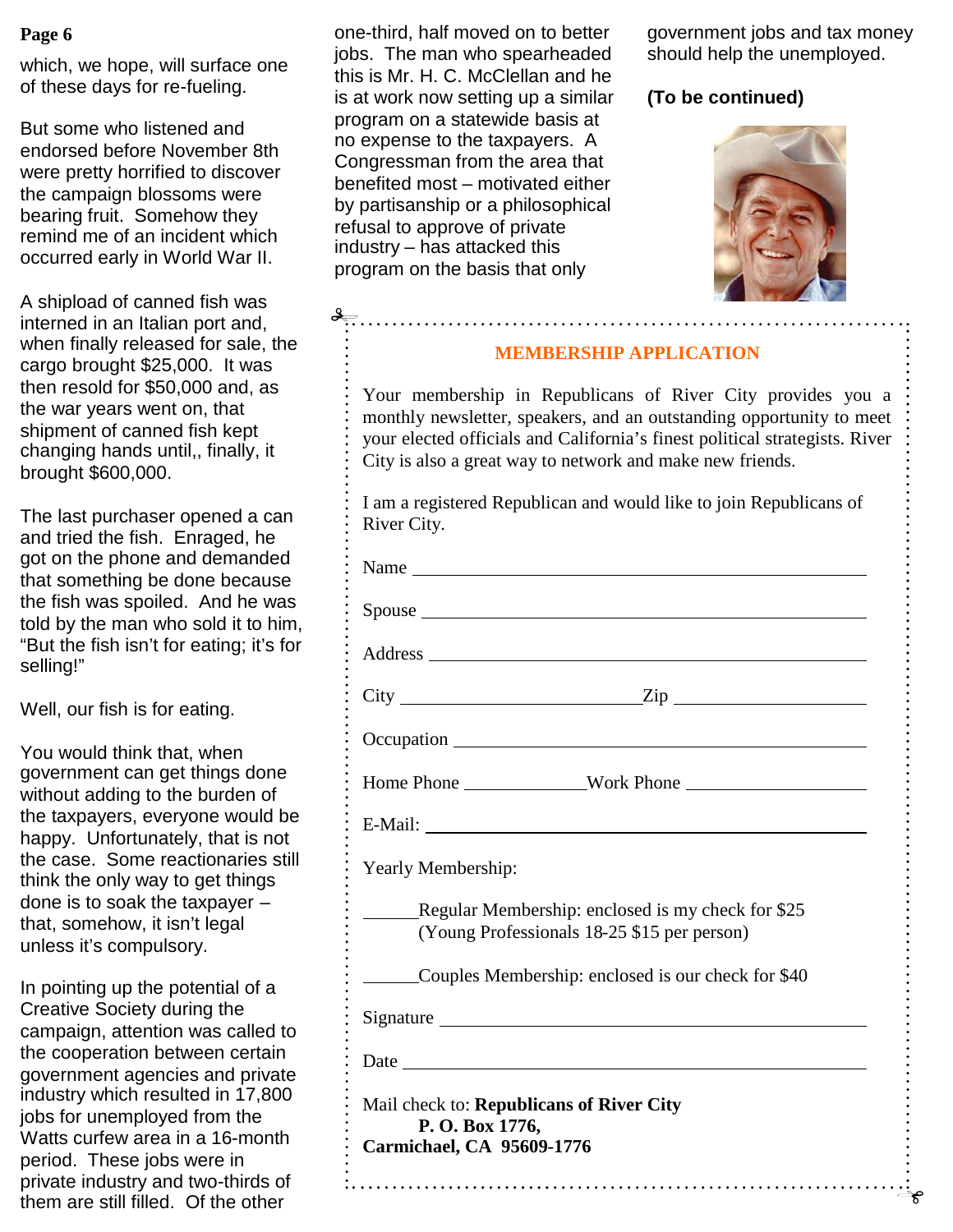which, we hope, will surface one of these days for re-fueling.

But some who listened and endorsed before November 8th were pretty horrified to discover the campaign blossoms were bearing fruit. Somehow they remind me of an incident which occurred early in World War II.

A shipload of canned fish was interned in an Italian port and, when finally released for sale, the cargo brought $25,000. It was then resold for $50,000 and, as the war years went on, that shipment of canned fish kept changing hands until,, finally, it brought $600,000.

The last purchaser opened a can and tried the fish. Enraged, he got on the phone and demanded that something be done because the fish was spoiled. And he was told by the man who sold it to him, "But the fish isn't for eating; it's for selling!"

Well, our fish is for eating.

You would think that, when government can get things done without adding to the burden of the taxpayers, everyone would be happy. Unfortunately, that is not the case. Some reactionaries still think the only way to get things done is to soak the taxpayer – that, somehow, it isn't legal unless it's compulsory.

In pointing up the potential of a Creative Society during the campaign, attention was called to the cooperation between certain government agencies and private industry which resulted in 17,800 jobs for unemployed from the Watts curfew area in a 16-month period. These jobs were in private industry and two-thirds of them are still filled. Of the other one-third, half moved on to better jobs. The man who spearheaded this is Mr. H. C. McClellan and he is at work now setting up a similar program on a statewide basis at no expense to the taxpayers. A Congressman from the area that benefited most – motivated either by partisanship or a philosophical refusal to approve of private industry – has attacked this program on the basis that only government jobs and tax money should help the unemployed.

**(To be continued)**

## MEMBERSHIP APPLICATION

Your membership in Republicans of River City provides you a monthly newsletter, speakers, and an outstanding opportunity to meet your elected officials and California's finest political strategists. River City is also a great way to network and make new friends.

I am a registered Republican and would like to join Republicans of River City.

Name ______________________________

Spouse ______________________________

Address ______________________________

City ____________________ Zip ____________________

Occupation ______________________________

Home Phone ____________ Work Phone ____________

E-Mail: ______________________________

Yearly Membership:

______Regular Membership: enclosed is my check for $25
(Young Professionals 18-25 $15 per person)

______Couples Membership: enclosed is our check for $40

Signature ______________________________

Date ______________________________

Mail check to: **Republicans of River City**
**P. O. Box 1776,**
**Carmichael, CA 95609-1776**